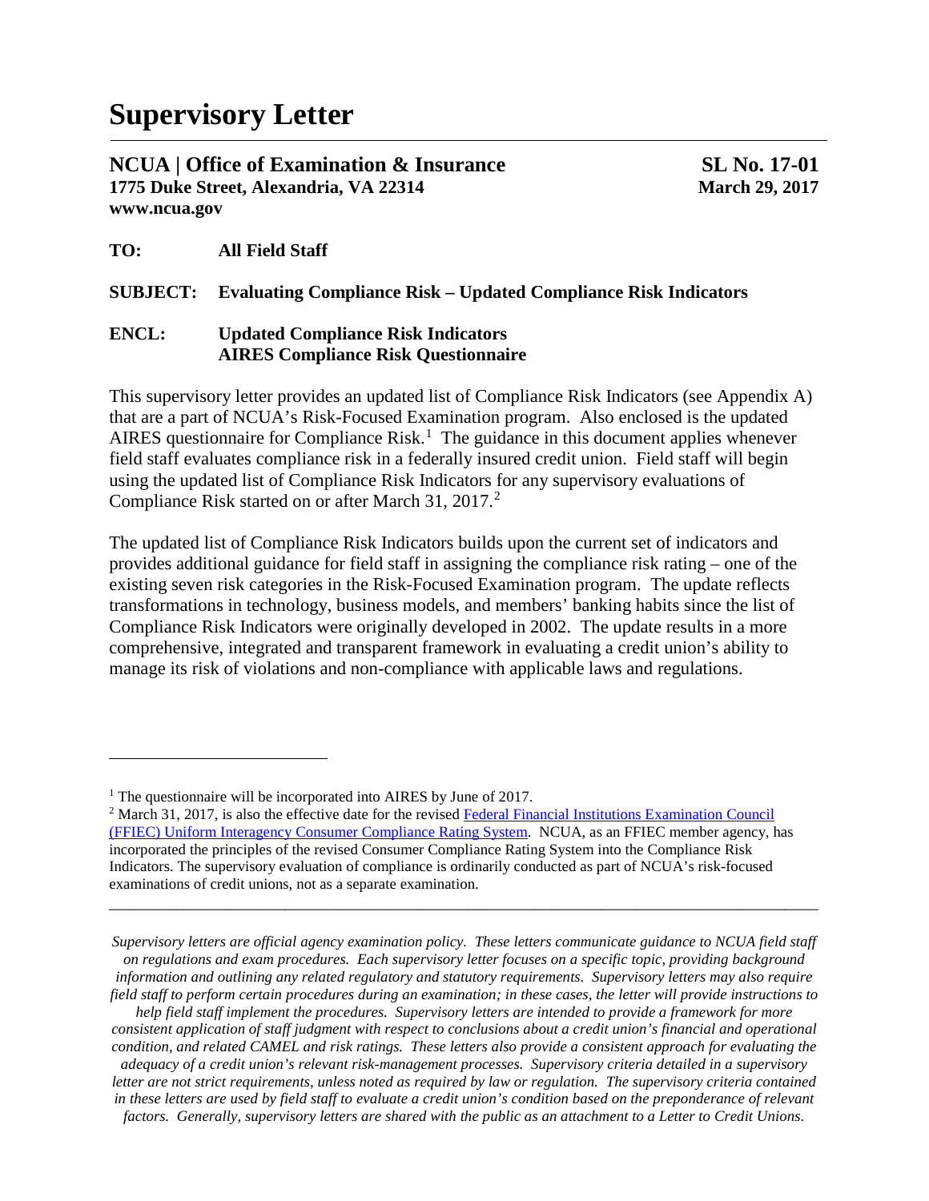# Supervisory Letter

**NCUA | Office of Examination & Insurance** **SL No. 17-01**
**1775 Duke Street, Alexandria, VA 22314** **March 29, 2017**
**www.ncua.gov**

**TO:** **All Field Staff**

**SUBJECT:** **Evaluating Compliance Risk – Updated Compliance Risk Indicators**

**ENCL:** **Updated Compliance Risk Indicators**
**AIRES Compliance Risk Questionnaire**

This supervisory letter provides an updated list of Compliance Risk Indicators (see Appendix A) that are a part of NCUA's Risk-Focused Examination program. Also enclosed is the updated AIRES questionnaire for Compliance Risk.[1] The guidance in this document applies whenever field staff evaluates compliance risk in a federally insured credit union. Field staff will begin using the updated list of Compliance Risk Indicators for any supervisory evaluations of Compliance Risk started on or after March 31, 2017.[2]

The updated list of Compliance Risk Indicators builds upon the current set of indicators and provides additional guidance for field staff in assigning the compliance risk rating – one of the existing seven risk categories in the Risk-Focused Examination program. The update reflects transformations in technology, business models, and members' banking habits since the list of Compliance Risk Indicators were originally developed in 2002. The update results in a more comprehensive, integrated and transparent framework in evaluating a credit union's ability to manage its risk of violations and non-compliance with applicable laws and regulations.

---

[1] The questionnaire will be incorporated into AIRES by June of 2017.

[2] March 31, 2017, is also the effective date for the revised [Federal Financial Institutions Examination Council (FFIEC) Uniform Interagency Consumer Compliance Rating System](). NCUA, as an FFIEC member agency, has incorporated the principles of the revised Consumer Compliance Rating System into the Compliance Risk Indicators. The supervisory evaluation of compliance is ordinarily conducted as part of NCUA's risk-focused examinations of credit unions, not as a separate examination.

---

*Supervisory letters are official agency examination policy. These letters communicate guidance to NCUA field staff on regulations and exam procedures. Each supervisory letter focuses on a specific topic, providing background information and outlining any related regulatory and statutory requirements. Supervisory letters may also require field staff to perform certain procedures during an examination; in these cases, the letter will provide instructions to help field staff implement the procedures. Supervisory letters are intended to provide a framework for more consistent application of staff judgment with respect to conclusions about a credit union's financial and operational condition, and related CAMEL and risk ratings. These letters also provide a consistent approach for evaluating the adequacy of a credit union's relevant risk-management processes. Supervisory criteria detailed in a supervisory letter are not strict requirements, unless noted as required by law or regulation. The supervisory criteria contained in these letters are used by field staff to evaluate a credit union's condition based on the preponderance of relevant factors. Generally, supervisory letters are shared with the public as an attachment to a Letter to Credit Unions.*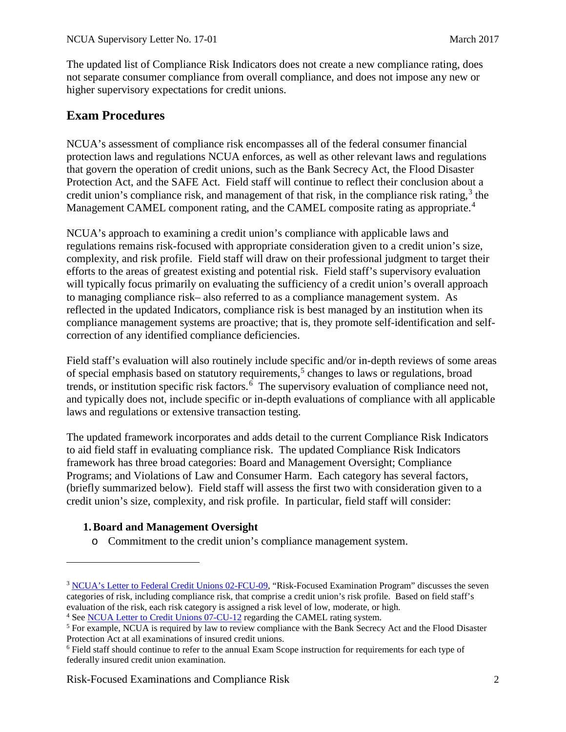The updated list of Compliance Risk Indicators does not create a new compliance rating, does not separate consumer compliance from overall compliance, and does not impose any new or higher supervisory expectations for credit unions.

## Exam Procedures

NCUA's assessment of compliance risk encompasses all of the federal consumer financial protection laws and regulations NCUA enforces, as well as other relevant laws and regulations that govern the operation of credit unions, such as the Bank Secrecy Act, the Flood Disaster Protection Act, and the SAFE Act. Field staff will continue to reflect their conclusion about a credit union's compliance risk, and management of that risk, in the compliance risk rating,[3] the Management CAMEL component rating, and the CAMEL composite rating as appropriate.[4]

NCUA's approach to examining a credit union's compliance with applicable laws and regulations remains risk-focused with appropriate consideration given to a credit union's size, complexity, and risk profile. Field staff will draw on their professional judgment to target their efforts to the areas of greatest existing and potential risk. Field staff's supervisory evaluation will typically focus primarily on evaluating the sufficiency of a credit union's overall approach to managing compliance risk– also referred to as a compliance management system. As reflected in the updated Indicators, compliance risk is best managed by an institution when its compliance management systems are proactive; that is, they promote self-identification and self-correction of any identified compliance deficiencies.

Field staff's evaluation will also routinely include specific and/or in-depth reviews of some areas of special emphasis based on statutory requirements,[5] changes to laws or regulations, broad trends, or institution specific risk factors.[6] The supervisory evaluation of compliance need not, and typically does not, include specific or in-depth evaluations of compliance with all applicable laws and regulations or extensive transaction testing.

The updated framework incorporates and adds detail to the current Compliance Risk Indicators to aid field staff in evaluating compliance risk. The updated Compliance Risk Indicators framework has three broad categories: Board and Management Oversight; Compliance Programs; and Violations of Law and Consumer Harm. Each category has several factors, (briefly summarized below). Field staff will assess the first two with consideration given to a credit union's size, complexity, and risk profile. In particular, field staff will consider:

1. **Board and Management Oversight**
   - Commitment to the credit union's compliance management system.

---

[3] NCUA's Letter to Federal Credit Unions 02-FCU-09, "Risk-Focused Examination Program" discusses the seven categories of risk, including compliance risk, that comprise a credit union's risk profile. Based on field staff's evaluation of the risk, each risk category is assigned a risk level of low, moderate, or high.

[4] See NCUA Letter to Credit Unions 07-CU-12 regarding the CAMEL rating system.

[5] For example, NCUA is required by law to review compliance with the Bank Secrecy Act and the Flood Disaster Protection Act at all examinations of insured credit unions.

[6] Field staff should continue to refer to the annual Exam Scope instruction for requirements for each type of federally insured credit union examination.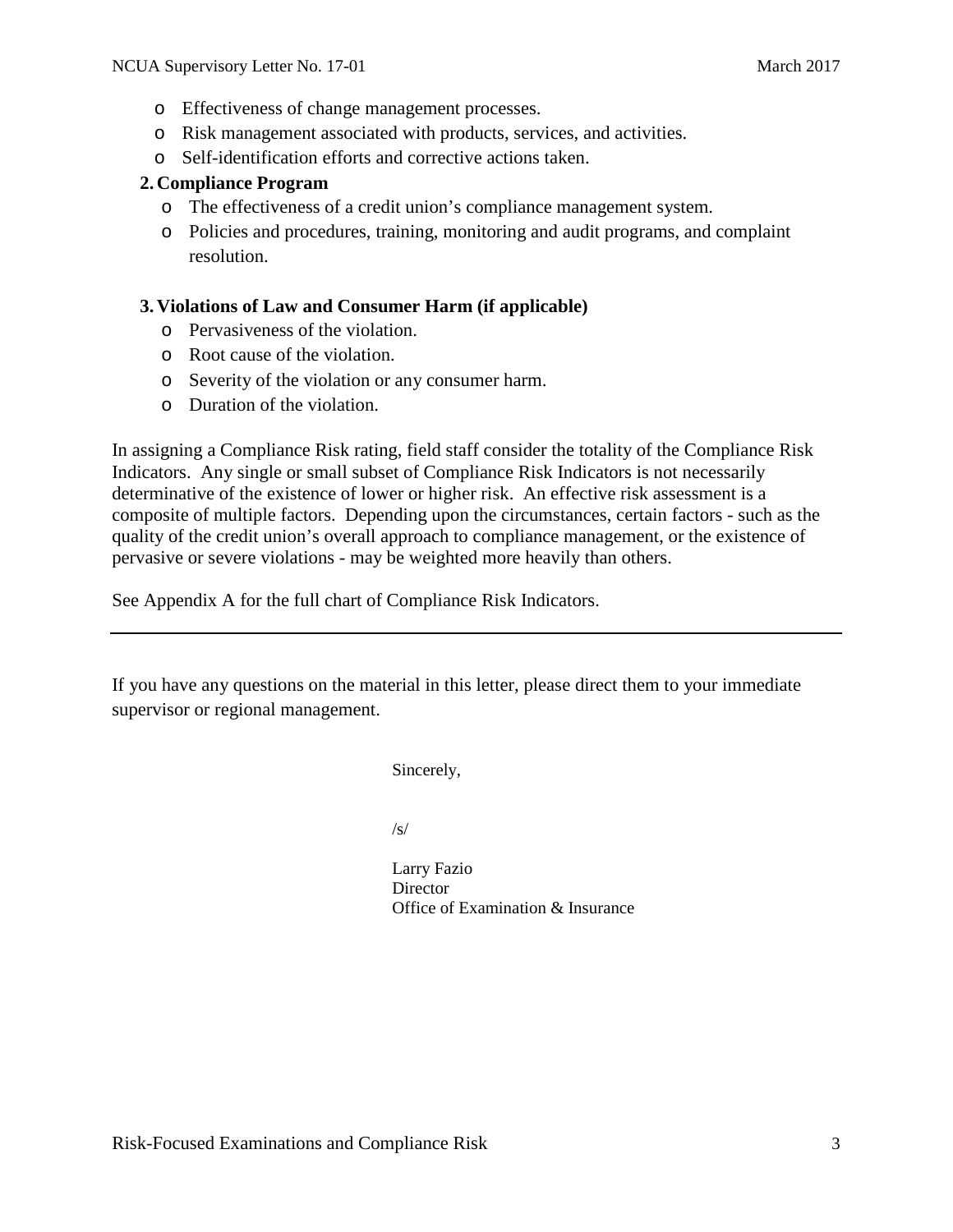- Effectiveness of change management processes.
- Risk management associated with products, services, and activities.
- Self-identification efforts and corrective actions taken.

**2. Compliance Program**

- The effectiveness of a credit union's compliance management system.
- Policies and procedures, training, monitoring and audit programs, and complaint resolution.

**3. Violations of Law and Consumer Harm (if applicable)**

- Pervasiveness of the violation.
- Root cause of the violation.
- Severity of the violation or any consumer harm.
- Duration of the violation.

In assigning a Compliance Risk rating, field staff consider the totality of the Compliance Risk Indicators. Any single or small subset of Compliance Risk Indicators is not necessarily determinative of the existence of lower or higher risk. An effective risk assessment is a composite of multiple factors. Depending upon the circumstances, certain factors - such as the quality of the credit union's overall approach to compliance management, or the existence of pervasive or severe violations - may be weighted more heavily than others.

See Appendix A for the full chart of Compliance Risk Indicators.

---

If you have any questions on the material in this letter, please direct them to your immediate supervisor or regional management.

Sincerely,

/s/

Larry Fazio
Director
Office of Examination & Insurance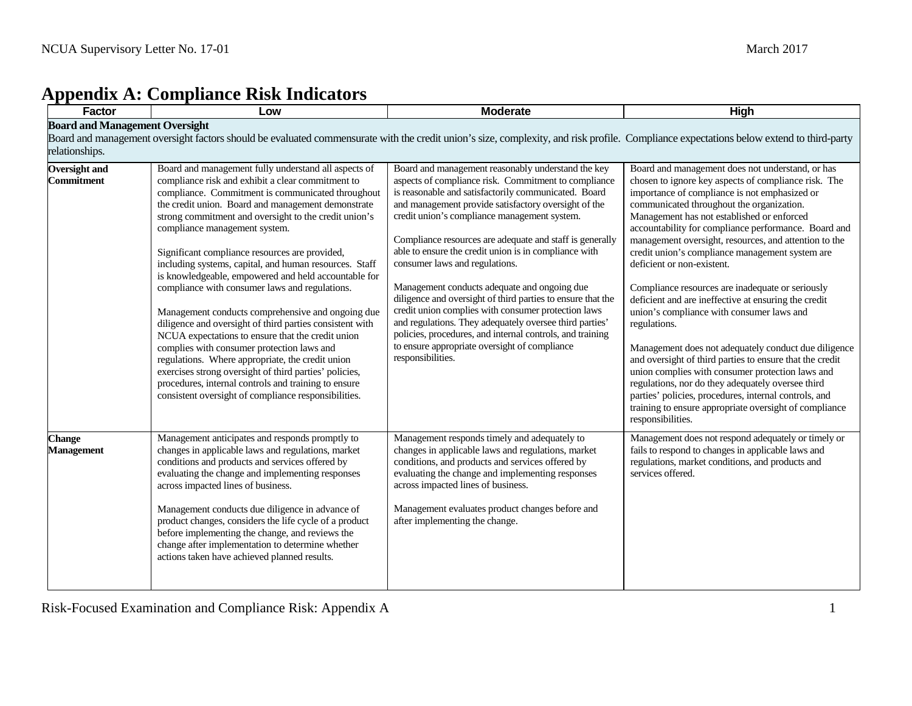# Appendix A: Compliance Risk Indicators

| Factor | Low | Moderate | High |
|---|---|---|---|
| **Board and Management Oversight** Board and management oversight factors should be evaluated commensurate with the credit union's size, complexity, and risk profile. Compliance expectations below extend to third-party relationships. | | | |
| **Oversight and Commitment** | Board and management fully understand all aspects of compliance risk and exhibit a clear commitment to compliance. Commitment is communicated throughout the credit union. Board and management demonstrate strong commitment and oversight to the credit union's compliance management system. <br><br> Significant compliance resources are provided, including systems, capital, and human resources. Staff is knowledgeable, empowered and held accountable for compliance with consumer laws and regulations. <br><br> Management conducts comprehensive and ongoing due diligence and oversight of third parties consistent with NCUA expectations to ensure that the credit union complies with consumer protection laws and regulations. Where appropriate, the credit union exercises strong oversight of third parties' policies, procedures, internal controls and training to ensure consistent oversight of compliance responsibilities. | Board and management reasonably understand the key aspects of compliance risk. Commitment to compliance is reasonable and satisfactorily communicated. Board and management provide satisfactory oversight of the credit union's compliance management system. <br><br> Compliance resources are adequate and staff is generally able to ensure the credit union is in compliance with consumer laws and regulations. <br><br> Management conducts adequate and ongoing due diligence and oversight of third parties to ensure that the credit union complies with consumer protection laws and regulations. They adequately oversee third parties' policies, procedures, and internal controls, and training to ensure appropriate oversight of compliance responsibilities. | Board and management does not understand, or has chosen to ignore key aspects of compliance risk. The importance of compliance is not emphasized or communicated throughout the organization. Management has not established or enforced accountability for compliance performance. Board and management oversight, resources, and attention to the credit union's compliance management system are deficient or non-existent. <br><br> Compliance resources are inadequate or seriously deficient and are ineffective at ensuring the credit union's compliance with consumer laws and regulations. <br><br> Management does not adequately conduct due diligence and oversight of third parties to ensure that the credit union complies with consumer protection laws and regulations, nor do they adequately oversee third parties' policies, procedures, internal controls, and training to ensure appropriate oversight of compliance responsibilities. |
| **Change Management** | Management anticipates and responds promptly to changes in applicable laws and regulations, market conditions and products and services offered by evaluating the change and implementing responses across impacted lines of business. <br><br> Management conducts due diligence in advance of product changes, considers the life cycle of a product before implementing the change, and reviews the change after implementation to determine whether actions taken have achieved planned results. | Management responds timely and adequately to changes in applicable laws and regulations, market conditions, and products and services offered by evaluating the change and implementing responses across impacted lines of business. <br><br> Management evaluates product changes before and after implementing the change. | Management does not respond adequately or timely or fails to respond to changes in applicable laws and regulations, market conditions, and products and services offered. |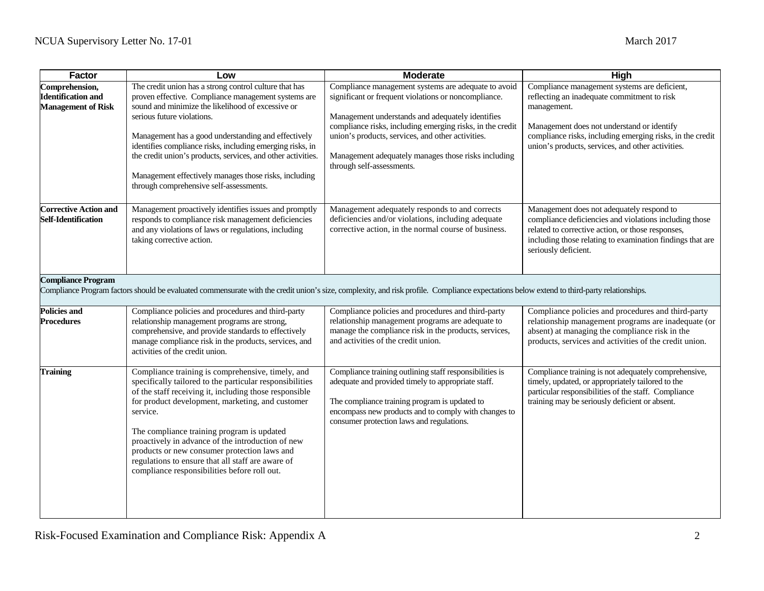| Factor | Low | Moderate | High |
|---|---|---|---|
| **Comprehension, Identification and Management of Risk** | The credit union has a strong control culture that has proven effective. Compliance management systems are sound and minimize the likelihood of excessive or serious future violations.<br><br>Management has a good understanding and effectively identifies compliance risks, including emerging risks, in the credit union's products, services, and other activities.<br><br>Management effectively manages those risks, including through comprehensive self-assessments. | Compliance management systems are adequate to avoid significant or frequent violations or noncompliance.<br><br>Management understands and adequately identifies compliance risks, including emerging risks, in the credit union's products, services, and other activities.<br><br>Management adequately manages those risks including through self-assessments. | Compliance management systems are deficient, reflecting an inadequate commitment to risk management.<br><br>Management does not understand or identify compliance risks, including emerging risks, in the credit union's products, services, and other activities. |
| **Corrective Action and Self-Identification** | Management proactively identifies issues and promptly responds to compliance risk management deficiencies and any violations of laws or regulations, including taking corrective action. | Management adequately responds to and corrects deficiencies and/or violations, including adequate corrective action, in the normal course of business. | Management does not adequately respond to compliance deficiencies and violations including those related to corrective action, or those responses, including those relating to examination findings that are seriously deficient. |
| **Compliance Program**<br>Compliance Program factors should be evaluated commensurate with the credit union's size, complexity, and risk profile. Compliance expectations below extend to third-party relationships. | | | |
| **Policies and Procedures** | Compliance policies and procedures and third-party relationship management programs are strong, comprehensive, and provide standards to effectively manage compliance risk in the products, services, and activities of the credit union. | Compliance policies and procedures and third-party relationship management programs are adequate to manage the compliance risk in the products, services, and activities of the credit union. | Compliance policies and procedures and third-party relationship management programs are inadequate (or absent) at managing the compliance risk in the products, services and activities of the credit union. |
| **Training** | Compliance training is comprehensive, timely, and specifically tailored to the particular responsibilities of the staff receiving it, including those responsible for product development, marketing, and customer service.<br><br>The compliance training program is updated proactively in advance of the introduction of new products or new consumer protection laws and regulations to ensure that all staff are aware of compliance responsibilities before roll out. | Compliance training outlining staff responsibilities is adequate and provided timely to appropriate staff.<br><br>The compliance training program is updated to encompass new products and to comply with changes to consumer protection laws and regulations. | Compliance training is not adequately comprehensive, timely, updated, or appropriately tailored to the particular responsibilities of the staff. Compliance training may be seriously deficient or absent. |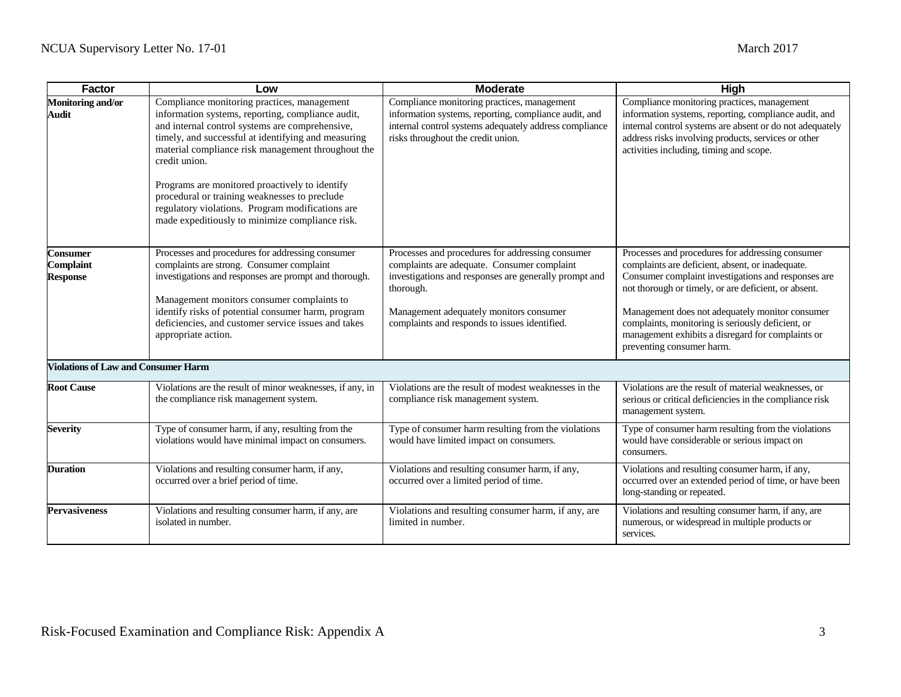| Factor | Low | Moderate | High |
| --- | --- | --- | --- |
| **Monitoring and/or Audit** | Compliance monitoring practices, management information systems, reporting, compliance audit, and internal control systems are comprehensive, timely, and successful at identifying and measuring material compliance risk management throughout the credit union.<br><br>Programs are monitored proactively to identify procedural or training weaknesses to preclude regulatory violations. Program modifications are made expeditiously to minimize compliance risk. | Compliance monitoring practices, management information systems, reporting, compliance audit, and internal control systems adequately address compliance risks throughout the credit union. | Compliance monitoring practices, management information systems, reporting, compliance audit, and internal control systems are absent or do not adequately address risks involving products, services or other activities including, timing and scope. |
| **Consumer Complaint Response** | Processes and procedures for addressing consumer complaints are strong. Consumer complaint investigations and responses are prompt and thorough.<br><br>Management monitors consumer complaints to identify risks of potential consumer harm, program deficiencies, and customer service issues and takes appropriate action. | Processes and procedures for addressing consumer complaints are adequate. Consumer complaint investigations and responses are generally prompt and thorough.<br><br>Management adequately monitors consumer complaints and responds to issues identified. | Processes and procedures for addressing consumer complaints are deficient, absent, or inadequate. Consumer complaint investigations and responses are not thorough or timely, or are deficient, or absent.<br><br>Management does not adequately monitor consumer complaints, monitoring is seriously deficient, or management exhibits a disregard for complaints or preventing consumer harm. |
| **Violations of Law and Consumer Harm** | | | |
| **Root Cause** | Violations are the result of minor weaknesses, if any, in the compliance risk management system. | Violations are the result of modest weaknesses in the compliance risk management system. | Violations are the result of material weaknesses, or serious or critical deficiencies in the compliance risk management system. |
| **Severity** | Type of consumer harm, if any, resulting from the violations would have minimal impact on consumers. | Type of consumer harm resulting from the violations would have limited impact on consumers. | Type of consumer harm resulting from the violations would have considerable or serious impact on consumers. |
| **Duration** | Violations and resulting consumer harm, if any, occurred over a brief period of time. | Violations and resulting consumer harm, if any, occurred over a limited period of time. | Violations and resulting consumer harm, if any, occurred over an extended period of time, or have been long-standing or repeated. |
| **Pervasiveness** | Violations and resulting consumer harm, if any, are isolated in number. | Violations and resulting consumer harm, if any, are limited in number. | Violations and resulting consumer harm, if any, are numerous, or widespread in multiple products or services. |